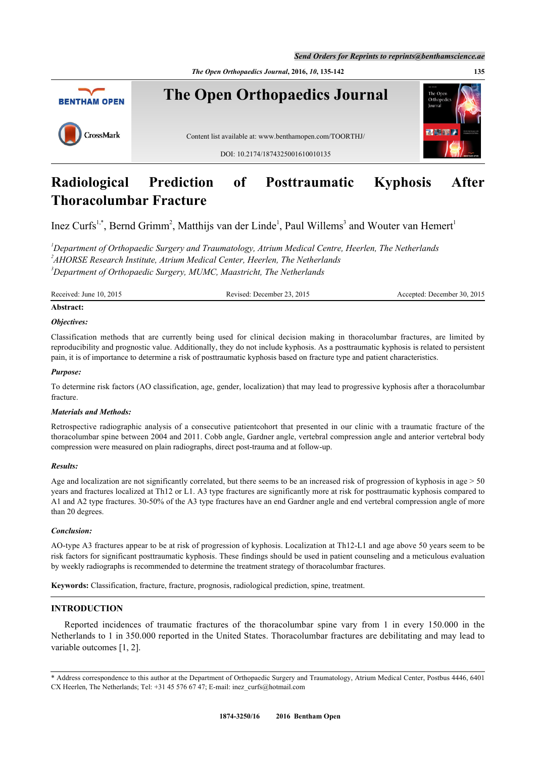# Radiological Prediction of Posttraumatic Kyphosis After Thoracolumbar Fracture

Inez Curfs[1,*], Bernd Grimm[2], Matthijs van der Linde[1], Paul Willems[3] and Wouter van Hemert[1]

[1]*Department of Orthopaedic Surgery and Traumatology, Atrium Medical Centre, Heerlen, The Netherlands*
[2]*AHORSE Research Institute, Atrium Medical Center, Heerlen, The Netherlands*
[3]*Department of Orthopaedic Surgery, MUMC, Maastricht, The Netherlands*

Received: June 10, 2015 Revised: December 23, 2015 Accepted: December 30, 2015

**Abstract:**

***Objectives:***

Classification methods that are currently being used for clinical decision making in thoracolumbar fractures, are limited by reproducibility and prognostic value. Additionally, they do not include kyphosis. As a posttraumatic kyphosis is related to persistent pain, it is of importance to determine a risk of posttraumatic kyphosis based on fracture type and patient characteristics.

***Purpose:***

To determine risk factors (AO classification, age, gender, localization) that may lead to progressive kyphosis after a thoracolumbar fracture.

***Materials and Methods:***

Retrospective radiographic analysis of a consecutive patientcohort that presented in our clinic with a traumatic fracture of the thoracolumbar spine between 2004 and 2011. Cobb angle, Gardner angle, vertebral compression angle and anterior vertebral body compression were measured on plain radiographs, direct post-trauma and at follow-up.

***Results:***

Age and localization are not significantly correlated, but there seems to be an increased risk of progression of kyphosis in age > 50 years and fractures localized at Th12 or L1. A3 type fractures are significantly more at risk for posttraumatic kyphosis compared to A1 and A2 type fractures. 30-50% of the A3 type fractures have an end Gardner angle and end vertebral compression angle of more than 20 degrees.

***Conclusion:***

AO-type A3 fractures appear to be at risk of progression of kyphosis. Localization at Th12-L1 and age above 50 years seem to be risk factors for significant posttraumatic kyphosis. These findings should be used in patient counseling and a meticulous evaluation by weekly radiographs is recommended to determine the treatment strategy of thoracolumbar fractures.

**Keywords:** Classification, fracture, fracture, prognosis, radiological prediction, spine, treatment.

## INTRODUCTION

Reported incidences of traumatic fractures of the thoracolumbar spine vary from 1 in every 150.000 in the Netherlands to 1 in 350.000 reported in the United States. Thoracolumbar fractures are debilitating and may lead to variable outcomes [1, 2].

* Address correspondence to this author at the Department of Orthopaedic Surgery and Traumatology, Atrium Medical Center, Postbus 4446, 6401 CX Heerlen, The Netherlands; Tel: +31 45 576 67 47; E-mail: inez_curfs@hotmail.com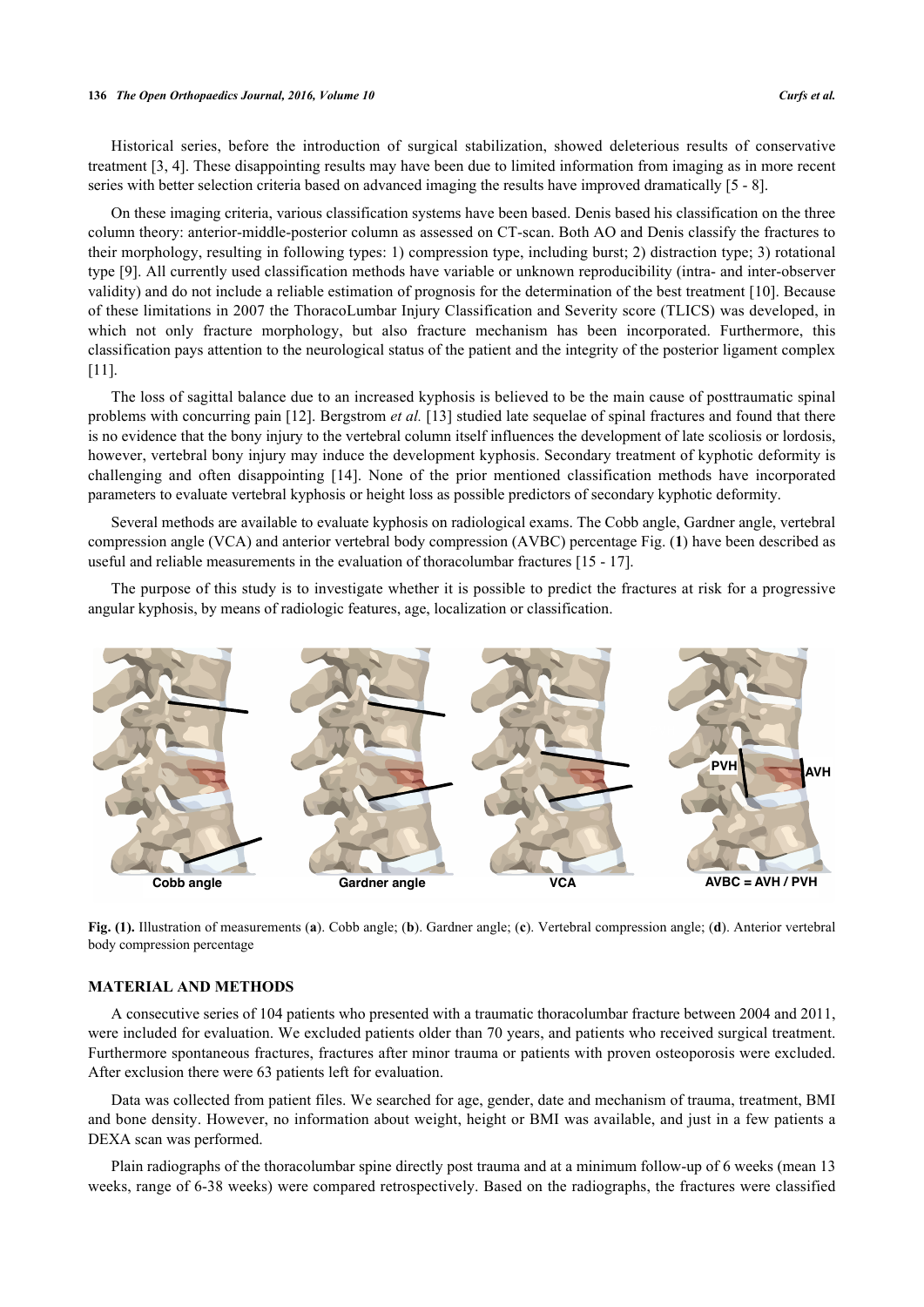Historical series, before the introduction of surgical stabilization, showed deleterious results of conservative treatment [3, 4]. These disappointing results may have been due to limited information from imaging as in more recent series with better selection criteria based on advanced imaging the results have improved dramatically [5 - 8].

On these imaging criteria, various classification systems have been based. Denis based his classification on the three column theory: anterior-middle-posterior column as assessed on CT-scan. Both AO and Denis classify the fractures to their morphology, resulting in following types: 1) compression type, including burst; 2) distraction type; 3) rotational type [9]. All currently used classification methods have variable or unknown reproducibility (intra- and inter-observer validity) and do not include a reliable estimation of prognosis for the determination of the best treatment [10]. Because of these limitations in 2007 the ThoracoLumbar Injury Classification and Severity score (TLICS) was developed, in which not only fracture morphology, but also fracture mechanism has been incorporated. Furthermore, this classification pays attention to the neurological status of the patient and the integrity of the posterior ligament complex [11].

The loss of sagittal balance due to an increased kyphosis is believed to be the main cause of posttraumatic spinal problems with concurring pain [12]. Bergstrom *et al.* [13] studied late sequelae of spinal fractures and found that there is no evidence that the bony injury to the vertebral column itself influences the development of late scoliosis or lordosis, however, vertebral bony injury may induce the development kyphosis. Secondary treatment of kyphotic deformity is challenging and often disappointing [14]. None of the prior mentioned classification methods have incorporated parameters to evaluate vertebral kyphosis or height loss as possible predictors of secondary kyphotic deformity.

Several methods are available to evaluate kyphosis on radiological exams. The Cobb angle, Gardner angle, vertebral compression angle (VCA) and anterior vertebral body compression (AVBC) percentage Fig. (**1**) have been described as useful and reliable measurements in the evaluation of thoracolumbar fractures [15 - 17].

The purpose of this study is to investigate whether it is possible to predict the fractures at risk for a progressive angular kyphosis, by means of radiologic features, age, localization or classification.

**Fig. (1).** Illustration of measurements (**a**). Cobb angle; (**b**). Gardner angle; (**c**). Vertebral compression angle; (**d**). Anterior vertebral body compression percentage

## MATERIAL AND METHODS

A consecutive series of 104 patients who presented with a traumatic thoracolumbar fracture between 2004 and 2011, were included for evaluation. We excluded patients older than 70 years, and patients who received surgical treatment. Furthermore spontaneous fractures, fractures after minor trauma or patients with proven osteoporosis were excluded. After exclusion there were 63 patients left for evaluation.

Data was collected from patient files. We searched for age, gender, date and mechanism of trauma, treatment, BMI and bone density. However, no information about weight, height or BMI was available, and just in a few patients a DEXA scan was performed.

Plain radiographs of the thoracolumbar spine directly post trauma and at a minimum follow-up of 6 weeks (mean 13 weeks, range of 6-38 weeks) were compared retrospectively. Based on the radiographs, the fractures were classified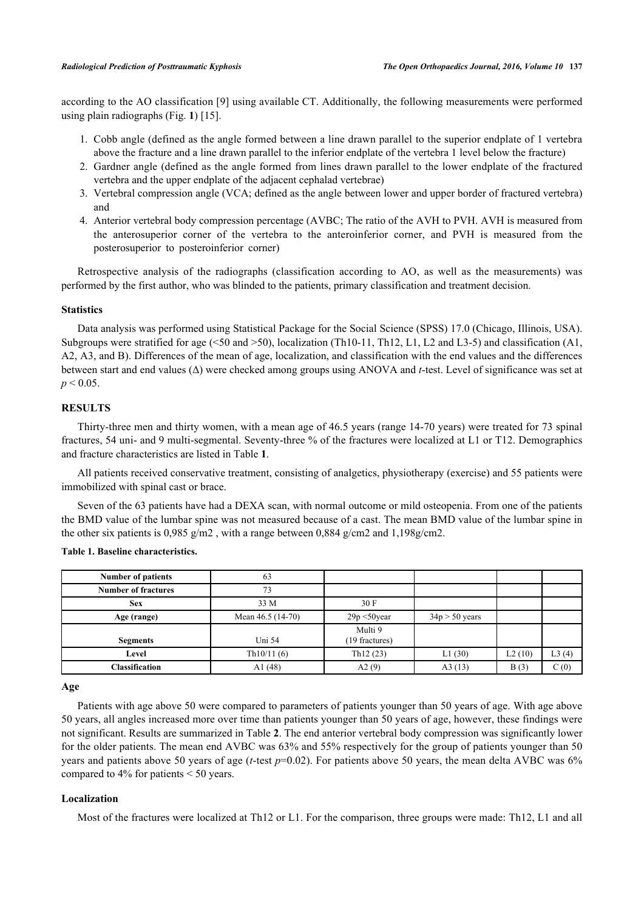according to the AO classification [9] using available CT. Additionally, the following measurements were performed using plain radiographs (Fig. **1**) [15].

1. Cobb angle (defined as the angle formed between a line drawn parallel to the superior endplate of 1 vertebra above the fracture and a line drawn parallel to the inferior endplate of the vertebra 1 level below the fracture)
2. Gardner angle (defined as the angle formed from lines drawn parallel to the lower endplate of the fractured vertebra and the upper endplate of the adjacent cephalad vertebrae)
3. Vertebral compression angle (VCA; defined as the angle between lower and upper border of fractured vertebra) and
4. Anterior vertebral body compression percentage (AVBC; The ratio of the AVH to PVH. AVH is measured from the anterosuperior corner of the vertebra to the anteroinferior corner, and PVH is measured from the posterosuperior to posteroinferior corner)

Retrospective analysis of the radiographs (classification according to AO, as well as the measurements) was performed by the first author, who was blinded to the patients, primary classification and treatment decision.

### Statistics

Data analysis was performed using Statistical Package for the Social Science (SPSS) 17.0 (Chicago, Illinois, USA). Subgroups were stratified for age (<50 and >50), localization (Th10-11, Th12, L1, L2 and L3-5) and classification (A1, A2, A3, and B). Differences of the mean of age, localization, and classification with the end values and the differences between start and end values (Δ) were checked among groups using ANOVA and *t*-test. Level of significance was set at $p < 0.05$.

## RESULTS

Thirty-three men and thirty women, with a mean age of 46.5 years (range 14-70 years) were treated for 73 spinal fractures, 54 uni- and 9 multi-segmental. Seventy-three % of the fractures were localized at L1 or T12. Demographics and fracture characteristics are listed in Table **1**.

All patients received conservative treatment, consisting of analgetics, physiotherapy (exercise) and 55 patients were immobilized with spinal cast or brace.

Seven of the 63 patients have had a DEXA scan, with normal outcome or mild osteopenia. From one of the patients the BMD value of the lumbar spine was not measured because of a cast. The mean BMD value of the lumbar spine in the other six patients is 0,985 g/m2 , with a range between 0,884 g/cm2 and 1,198g/cm2.

**Table 1. Baseline characteristics.**

| | | | | | |
|---|---|---|---|---|---|
| **Number of patients** | 63 | | | | |
| **Number of fractures** | 73 | | | | |
| **Sex** | 33 M | 30 F | | | |
| **Age (range)** | Mean 46.5 (14-70) | 29p <50year | 34p > 50 years | | |
| **Segments** | Uni 54 | Multi 9 (19 fractures) | | | |
| **Level** | Th10/11 (6) | Th12 (23) | L1 (30) | L2 (10) | L3 (4) |
| **Classification** | A1 (48) | A2 (9) | A3 (13) | B (3) | C (0) |

### Age

Patients with age above 50 were compared to parameters of patients younger than 50 years of age. With age above 50 years, all angles increased more over time than patients younger than 50 years of age, however, these findings were not significant. Results are summarized in Table **2**. The end anterior vertebral body compression was significantly lower for the older patients. The mean end AVBC was 63% and 55% respectively for the group of patients younger than 50 years and patients above 50 years of age (*t*-test $p$=0.02). For patients above 50 years, the mean delta AVBC was 6% compared to 4% for patients < 50 years.

### Localization

Most of the fractures were localized at Th12 or L1. For the comparison, three groups were made: Th12, L1 and all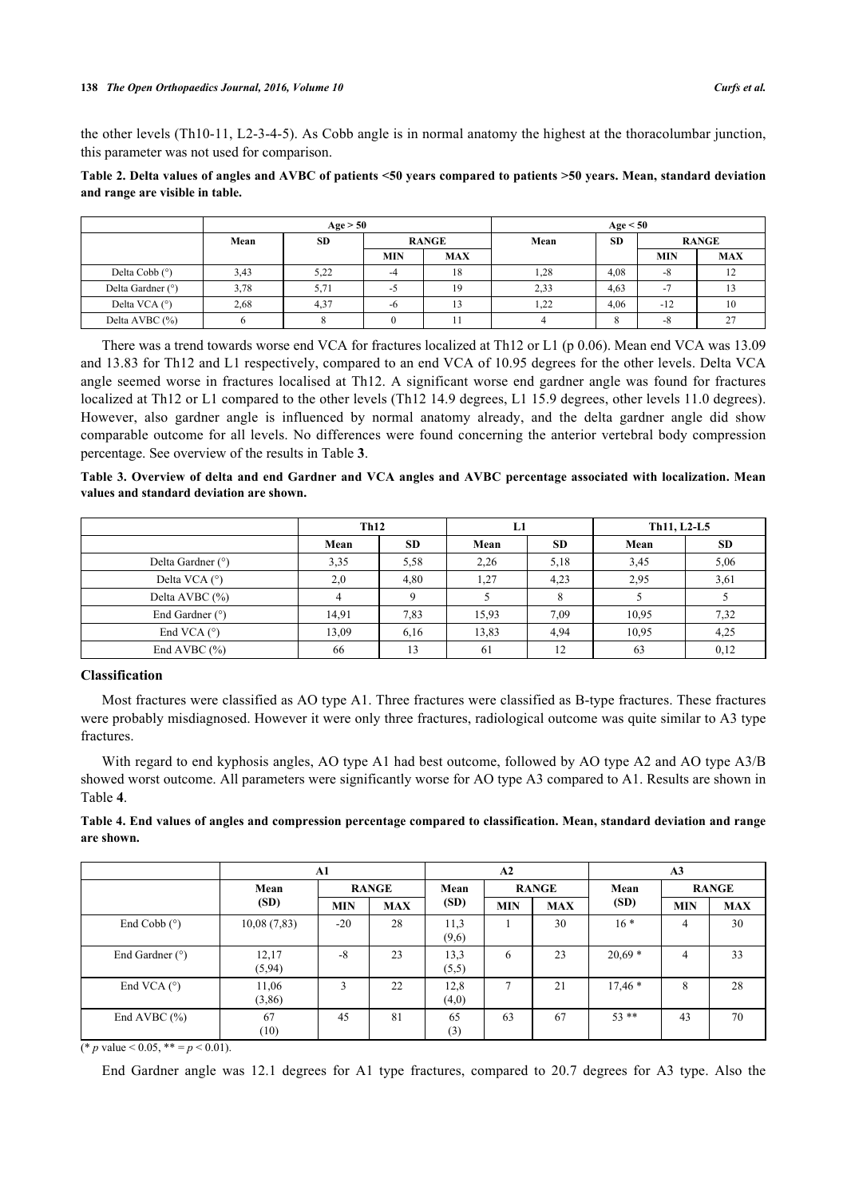the other levels (Th10-11, L2-3-4-5). As Cobb angle is in normal anatomy the highest at the thoracolumbar junction, this parameter was not used for comparison.

**Table 2. Delta values of angles and AVBC of patients <50 years compared to patients >50 years. Mean, standard deviation and range are visible in table.**

| | Age > 50 | | | | Age < 50 | | | |
|---|---|---|---|---|---|---|---|---|
| | Mean | SD | RANGE | | Mean | SD | RANGE | |
| | | | MIN | MAX | | | MIN | MAX |
| Delta Cobb (°) | 3,43 | 5,22 | -4 | 18 | 1,28 | 4,08 | -8 | 12 |
| Delta Gardner (°) | 3,78 | 5,71 | -5 | 19 | 2,33 | 4,63 | -7 | 13 |
| Delta VCA (°) | 2,68 | 4,37 | -6 | 13 | 1,22 | 4,06 | -12 | 10 |
| Delta AVBC (%) | 6 | 8 | 0 | 11 | 4 | 8 | -8 | 27 |

There was a trend towards worse end VCA for fractures localized at Th12 or L1 (p 0.06). Mean end VCA was 13.09 and 13.83 for Th12 and L1 respectively, compared to an end VCA of 10.95 degrees for the other levels. Delta VCA angle seemed worse in fractures localised at Th12. A significant worse end gardner angle was found for fractures localized at Th12 or L1 compared to the other levels (Th12 14.9 degrees, L1 15.9 degrees, other levels 11.0 degrees). However, also gardner angle is influenced by normal anatomy already, and the delta gardner angle did show comparable outcome for all levels. No differences were found concerning the anterior vertebral body compression percentage. See overview of the results in Table **3**.

**Table 3. Overview of delta and end Gardner and VCA angles and AVBC percentage associated with localization. Mean values and standard deviation are shown.**

| | Th12 | | L1 | | Th11, L2-L5 | |
|---|---|---|---|---|---|---|
| | Mean | SD | Mean | SD | Mean | SD |
| Delta Gardner (°) | 3,35 | 5,58 | 2,26 | 5,18 | 3,45 | 5,06 |
| Delta VCA (°) | 2,0 | 4,80 | 1,27 | 4,23 | 2,95 | 3,61 |
| Delta AVBC (%) | 4 | 9 | 5 | 8 | 5 | 5 |
| End Gardner (°) | 14,91 | 7,83 | 15,93 | 7,09 | 10,95 | 7,32 |
| End VCA (°) | 13,09 | 6,16 | 13,83 | 4,94 | 10,95 | 4,25 |
| End AVBC (%) | 66 | 13 | 61 | 12 | 63 | 0,12 |

## Classification

Most fractures were classified as AO type A1. Three fractures were classified as B-type fractures. These fractures were probably misdiagnosed. However it were only three fractures, radiological outcome was quite similar to A3 type fractures.

With regard to end kyphosis angles, AO type A1 had best outcome, followed by AO type A2 and AO type A3/B showed worst outcome. All parameters were significantly worse for AO type A3 compared to A1. Results are shown in Table **4**.

**Table 4. End values of angles and compression percentage compared to classification. Mean, standard deviation and range are shown.**

| | A1 | | | A2 | | | A3 | | |
|---|---|---|---|---|---|---|---|---|---|
| | Mean (SD) | RANGE | | Mean (SD) | RANGE | | Mean (SD) | RANGE | |
| | | MIN | MAX | | MIN | MAX | | MIN | MAX |
| End Cobb (°) | 10,08 (7,83) | -20 | 28 | 11,3 (9,6) | 1 | 30 | 16 * | 4 | 30 |
| End Gardner (°) | 12,17 (5,94) | -8 | 23 | 13,3 (5,5) | 6 | 23 | 20,69 * | 4 | 33 |
| End VCA (°) | 11,06 (3,86) | 3 | 22 | 12,8 (4,0) | 7 | 21 | 17,46 * | 8 | 28 |
| End AVBC (%) | 67 (10) | 45 | 81 | 65 (3) | 63 | 67 | 53 ** | 43 | 70 |

(* $p$ value < 0.05, ** = $p$ < 0.01).

End Gardner angle was 12.1 degrees for A1 type fractures, compared to 20.7 degrees for A3 type. Also the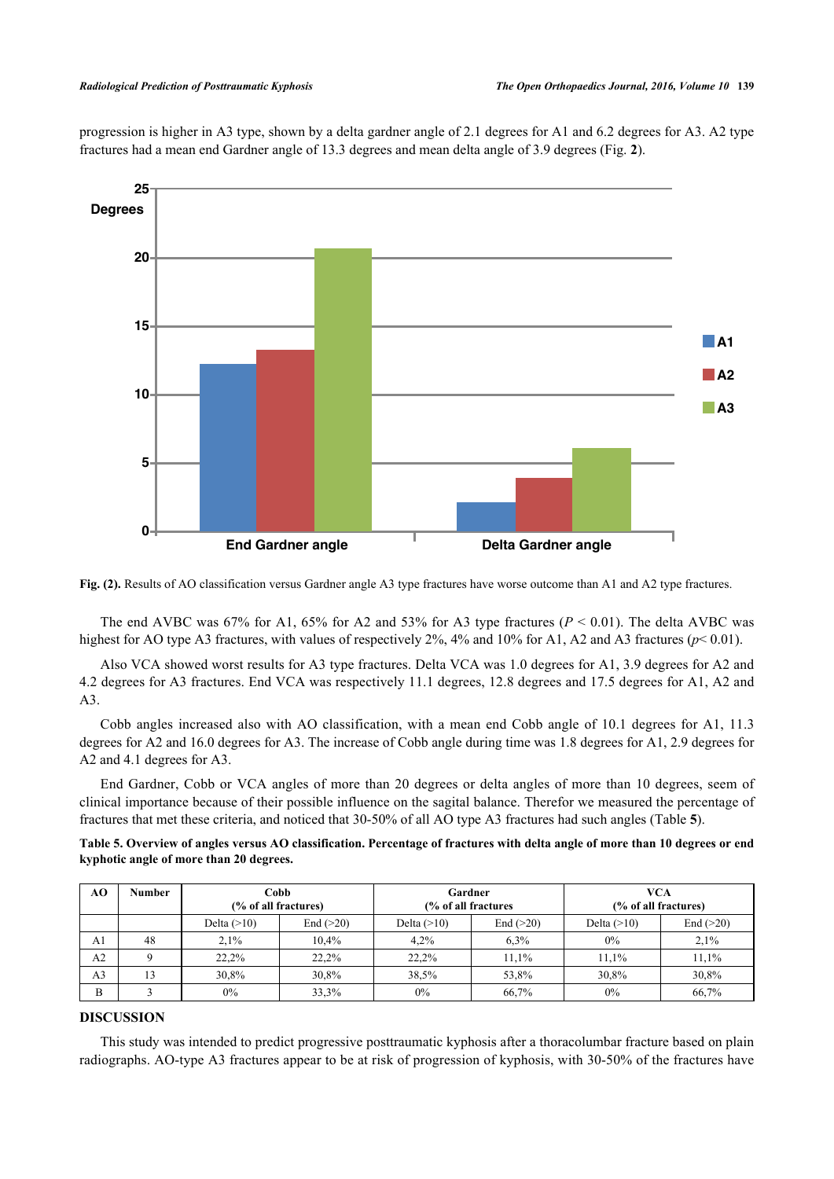progression is higher in A3 type, shown by a delta gardner angle of 2.1 degrees for A1 and 6.2 degrees for A3. A2 type fractures had a mean end Gardner angle of 13.3 degrees and mean delta angle of 3.9 degrees (Fig. **2**).

**Fig. (2).** Results of AO classification versus Gardner angle A3 type fractures have worse outcome than A1 and A2 type fractures.

The end AVBC was 67% for A1, 65% for A2 and 53% for A3 type fractures ($P < 0.01$). The delta AVBC was highest for AO type A3 fractures, with values of respectively 2%, 4% and 10% for A1, A2 and A3 fractures ($p < 0.01$).

Also VCA showed worst results for A3 type fractures. Delta VCA was 1.0 degrees for A1, 3.9 degrees for A2 and 4.2 degrees for A3 fractures. End VCA was respectively 11.1 degrees, 12.8 degrees and 17.5 degrees for A1, A2 and A3.

Cobb angles increased also with AO classification, with a mean end Cobb angle of 10.1 degrees for A1, 11.3 degrees for A2 and 16.0 degrees for A3. The increase of Cobb angle during time was 1.8 degrees for A1, 2.9 degrees for A2 and 4.1 degrees for A3.

End Gardner, Cobb or VCA angles of more than 20 degrees or delta angles of more than 10 degrees, seem of clinical importance because of their possible influence on the sagital balance. Therefor we measured the percentage of fractures that met these criteria, and noticed that 30-50% of all AO type A3 fractures had such angles (Table **5**).

**Table 5. Overview of angles versus AO classification. Percentage of fractures with delta angle of more than 10 degrees or end kyphotic angle of more than 20 degrees.**

| AO | Number | Cobb (% of all fractures) | | Gardner (% of all fractures | | VCA (% of all fractures) | |
|---|---|---|---|---|---|---|---|
| | | Delta (>10) | End (>20) | Delta (>10) | End (>20) | Delta (>10) | End (>20) |
| A1 | 48 | 2,1% | 10,4% | 4,2% | 6,3% | 0% | 2,1% |
| A2 | 9 | 22,2% | 22,2% | 22,2% | 11,1% | 11,1% | 11,1% |
| A3 | 13 | 30,8% | 30,8% | 38,5% | 53,8% | 30,8% | 30,8% |
| B | 3 | 0% | 33,3% | 0% | 66,7% | 0% | 66,7% |

## DISCUSSION

This study was intended to predict progressive posttraumatic kyphosis after a thoracolumbar fracture based on plain radiographs. AO-type A3 fractures appear to be at risk of progression of kyphosis, with 30-50% of the fractures have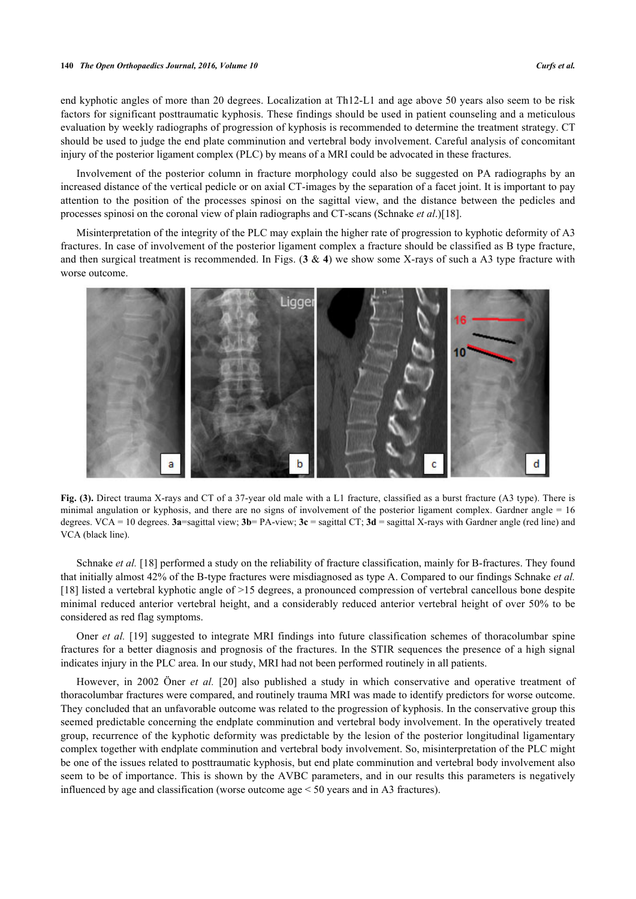end kyphotic angles of more than 20 degrees. Localization at Th12-L1 and age above 50 years also seem to be risk factors for significant posttraumatic kyphosis. These findings should be used in patient counseling and a meticulous evaluation by weekly radiographs of progression of kyphosis is recommended to determine the treatment strategy. CT should be used to judge the end plate comminution and vertebral body involvement. Careful analysis of concomitant injury of the posterior ligament complex (PLC) by means of a MRI could be advocated in these fractures.

Involvement of the posterior column in fracture morphology could also be suggested on PA radiographs by an increased distance of the vertical pedicle or on axial CT-images by the separation of a facet joint. It is important to pay attention to the position of the processes spinosi on the sagittal view, and the distance between the pedicles and processes spinosi on the coronal view of plain radiographs and CT-scans (Schnake *et al.*)[18].

Misinterpretation of the integrity of the PLC may explain the higher rate of progression to kyphotic deformity of A3 fractures. In case of involvement of the posterior ligament complex a fracture should be classified as B type fracture, and then surgical treatment is recommended. In Figs. (**3** & **4**) we show some X-rays of such a A3 type fracture with worse outcome.

**Fig. (3).** Direct trauma X-rays and CT of a 37-year old male with a L1 fracture, classified as a burst fracture (A3 type). There is minimal angulation or kyphosis, and there are no signs of involvement of the posterior ligament complex. Gardner angle = 16 degrees. VCA = 10 degrees. **3a**=sagittal view; **3b**= PA-view; **3c** = sagittal CT; **3d** = sagittal X-rays with Gardner angle (red line) and VCA (black line).

Schnake *et al.* [18] performed a study on the reliability of fracture classification, mainly for B-fractures. They found that initially almost 42% of the B-type fractures were misdiagnosed as type A. Compared to our findings Schnake *et al.* [18] listed a vertebral kyphotic angle of >15 degrees, a pronounced compression of vertebral cancellous bone despite minimal reduced anterior vertebral height, and a considerably reduced anterior vertebral height of over 50% to be considered as red flag symptoms.

Oner *et al.* [19] suggested to integrate MRI findings into future classification schemes of thoracolumbar spine fractures for a better diagnosis and prognosis of the fractures. In the STIR sequences the presence of a high signal indicates injury in the PLC area. In our study, MRI had not been performed routinely in all patients.

However, in 2002 Öner *et al.* [20] also published a study in which conservative and operative treatment of thoracolumbar fractures were compared, and routinely trauma MRI was made to identify predictors for worse outcome. They concluded that an unfavorable outcome was related to the progression of kyphosis. In the conservative group this seemed predictable concerning the endplate comminution and vertebral body involvement. In the operatively treated group, recurrence of the kyphotic deformity was predictable by the lesion of the posterior longitudinal ligamentary complex together with endplate comminution and vertebral body involvement. So, misinterpretation of the PLC might be one of the issues related to posttraumatic kyphosis, but end plate comminution and vertebral body involvement also seem to be of importance. This is shown by the AVBC parameters, and in our results this parameters is negatively influenced by age and classification (worse outcome age < 50 years and in A3 fractures).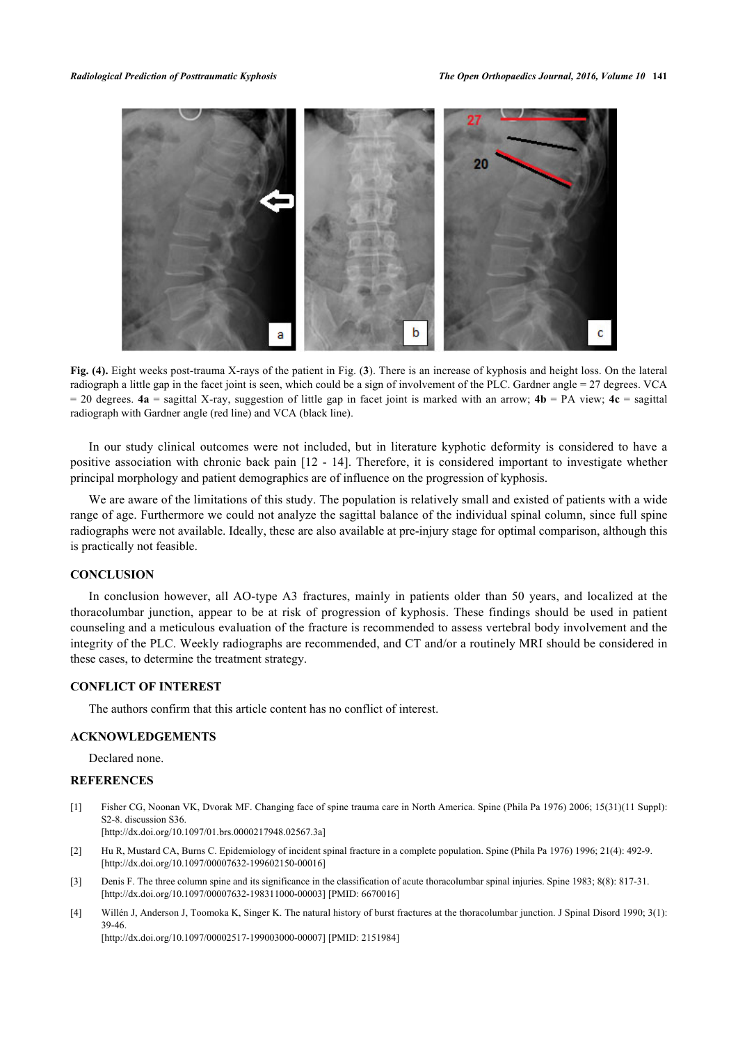**Fig. (4).** Eight weeks post-trauma X-rays of the patient in Fig. (**3**). There is an increase of kyphosis and height loss. On the lateral radiograph a little gap in the facet joint is seen, which could be a sign of involvement of the PLC. Gardner angle = 27 degrees. VCA = 20 degrees. **4a** = sagittal X-ray, suggestion of little gap in facet joint is marked with an arrow; **4b** = PA view; **4c** = sagittal radiograph with Gardner angle (red line) and VCA (black line).

In our study clinical outcomes were not included, but in literature kyphotic deformity is considered to have a positive association with chronic back pain [12 - 14]. Therefore, it is considered important to investigate whether principal morphology and patient demographics are of influence on the progression of kyphosis.

We are aware of the limitations of this study. The population is relatively small and existed of patients with a wide range of age. Furthermore we could not analyze the sagittal balance of the individual spinal column, since full spine radiographs were not available. Ideally, these are also available at pre-injury stage for optimal comparison, although this is practically not feasible.

## CONCLUSION

In conclusion however, all AO-type A3 fractures, mainly in patients older than 50 years, and localized at the thoracolumbar junction, appear to be at risk of progression of kyphosis. These findings should be used in patient counseling and a meticulous evaluation of the fracture is recommended to assess vertebral body involvement and the integrity of the PLC. Weekly radiographs are recommended, and CT and/or a routinely MRI should be considered in these cases, to determine the treatment strategy.

## CONFLICT OF INTEREST

The authors confirm that this article content has no conflict of interest.

## ACKNOWLEDGEMENTS

Declared none.

## REFERENCES

[1] Fisher CG, Noonan VK, Dvorak MF. Changing face of spine trauma care in North America. Spine (Phila Pa 1976) 2006; 15(31)(11 Suppl): S2-8. discussion S36.
[http://dx.doi.org/10.1097/01.brs.0000217948.02567.3a]

[2] Hu R, Mustard CA, Burns C. Epidemiology of incident spinal fracture in a complete population. Spine (Phila Pa 1976) 1996; 21(4): 492-9.
[http://dx.doi.org/10.1097/00007632-199602150-00016]

[3] Denis F. The three column spine and its significance in the classification of acute thoracolumbar spinal injuries. Spine 1983; 8(8): 817-31.
[http://dx.doi.org/10.1097/00007632-198311000-00003] [PMID: 6670016]

[4] Willén J, Anderson J, Toomoka K, Singer K. The natural history of burst fractures at the thoracolumbar junction. J Spinal Disord 1990; 3(1): 39-46.
[http://dx.doi.org/10.1097/00002517-199003000-00007] [PMID: 2151984]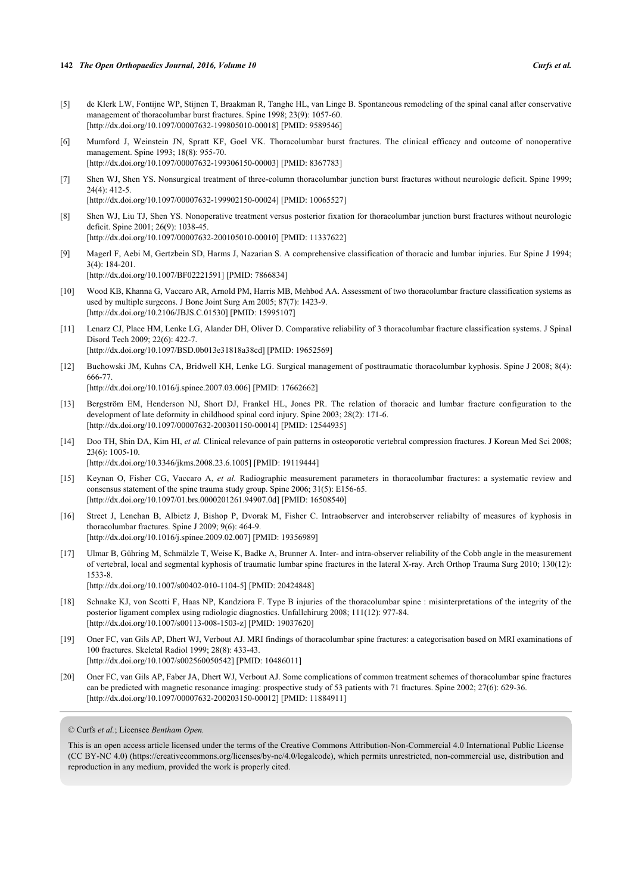[5] de Klerk LW, Fontijne WP, Stijnen T, Braakman R, Tanghe HL, van Linge B. Spontaneous remodeling of the spinal canal after conservative management of thoracolumbar burst fractures. Spine 1998; 23(9): 1057-60.
[http://dx.doi.org/10.1097/00007632-199805010-00018] [PMID: 9589546]

[6] Mumford J, Weinstein JN, Spratt KF, Goel VK. Thoracolumbar burst fractures. The clinical efficacy and outcome of nonoperative management. Spine 1993; 18(8): 955-70.
[http://dx.doi.org/10.1097/00007632-199306150-00003] [PMID: 8367783]

[7] Shen WJ, Shen YS. Nonsurgical treatment of three-column thoracolumbar junction burst fractures without neurologic deficit. Spine 1999; 24(4): 412-5.
[http://dx.doi.org/10.1097/00007632-199902150-00024] [PMID: 10065527]

[8] Shen WJ, Liu TJ, Shen YS. Nonoperative treatment versus posterior fixation for thoracolumbar junction burst fractures without neurologic deficit. Spine 2001; 26(9): 1038-45.
[http://dx.doi.org/10.1097/00007632-200105010-00010] [PMID: 11337622]

[9] Magerl F, Aebi M, Gertzbein SD, Harms J, Nazarian S. A comprehensive classification of thoracic and lumbar injuries. Eur Spine J 1994; 3(4): 184-201.
[http://dx.doi.org/10.1007/BF02221591] [PMID: 7866834]

[10] Wood KB, Khanna G, Vaccaro AR, Arnold PM, Harris MB, Mehbod AA. Assessment of two thoracolumbar fracture classification systems as used by multiple surgeons. J Bone Joint Surg Am 2005; 87(7): 1423-9.
[http://dx.doi.org/10.2106/JBJS.C.01530] [PMID: 15995107]

[11] Lenarz CJ, Place HM, Lenke LG, Alander DH, Oliver D. Comparative reliability of 3 thoracolumbar fracture classification systems. J Spinal Disord Tech 2009; 22(6): 422-7.
[http://dx.doi.org/10.1097/BSD.0b013e31818a38cd] [PMID: 19652569]

[12] Buchowski JM, Kuhns CA, Bridwell KH, Lenke LG. Surgical management of posttraumatic thoracolumbar kyphosis. Spine J 2008; 8(4): 666-77.
[http://dx.doi.org/10.1016/j.spinee.2007.03.006] [PMID: 17662662]

[13] Bergström EM, Henderson NJ, Short DJ, Frankel HL, Jones PR. The relation of thoracic and lumbar fracture configuration to the development of late deformity in childhood spinal cord injury. Spine 2003; 28(2): 171-6.
[http://dx.doi.org/10.1097/00007632-200301150-00014] [PMID: 12544935]

[14] Doo TH, Shin DA, Kim HI, *et al.* Clinical relevance of pain patterns in osteoporotic vertebral compression fractures. J Korean Med Sci 2008; 23(6): 1005-10.
[http://dx.doi.org/10.3346/jkms.2008.23.6.1005] [PMID: 19119444]

[15] Keynan O, Fisher CG, Vaccaro A, *et al.* Radiographic measurement parameters in thoracolumbar fractures: a systematic review and consensus statement of the spine trauma study group. Spine 2006; 31(5): E156-65.
[http://dx.doi.org/10.1097/01.brs.0000201261.94907.0d] [PMID: 16508540]

[16] Street J, Lenehan B, Albietz J, Bishop P, Dvorak M, Fisher C. Intraobserver and interobserver reliabilty of measures of kyphosis in thoracolumbar fractures. Spine J 2009; 9(6): 464-9.
[http://dx.doi.org/10.1016/j.spinee.2009.02.007] [PMID: 19356989]

[17] Ulmar B, Gühring M, Schmälzle T, Weise K, Badke A, Brunner A. Inter- and intra-observer reliability of the Cobb angle in the measurement of vertebral, local and segmental kyphosis of traumatic lumbar spine fractures in the lateral X-ray. Arch Orthop Trauma Surg 2010; 130(12): 1533-8.
[http://dx.doi.org/10.1007/s00402-010-1104-5] [PMID: 20424848]

[18] Schnake KJ, von Scotti F, Haas NP, Kandziora F. Type B injuries of the thoracolumbar spine : misinterpretations of the integrity of the posterior ligament complex using radiologic diagnostics. Unfallchirurg 2008; 111(12): 977-84.
[http://dx.doi.org/10.1007/s00113-008-1503-z] [PMID: 19037620]

[19] Oner FC, van Gils AP, Dhert WJ, Verbout AJ. MRI findings of thoracolumbar spine fractures: a categorisation based on MRI examinations of 100 fractures. Skeletal Radiol 1999; 28(8): 433-43.
[http://dx.doi.org/10.1007/s002560050542] [PMID: 10486011]

[20] Oner FC, van Gils AP, Faber JA, Dhert WJ, Verbout AJ. Some complications of common treatment schemes of thoracolumbar spine fractures can be predicted with magnetic resonance imaging: prospective study of 53 patients with 71 fractures. Spine 2002; 27(6): 629-36.
[http://dx.doi.org/10.1097/00007632-200203150-00012] [PMID: 11884911]

© Curfs *et al.*; Licensee *Bentham Open.*

This is an open access article licensed under the terms of the Creative Commons Attribution-Non-Commercial 4.0 International Public License (CC BY-NC 4.0) (https://creativecommons.org/licenses/by-nc/4.0/legalcode), which permits unrestricted, non-commercial use, distribution and reproduction in any medium, provided the work is properly cited.